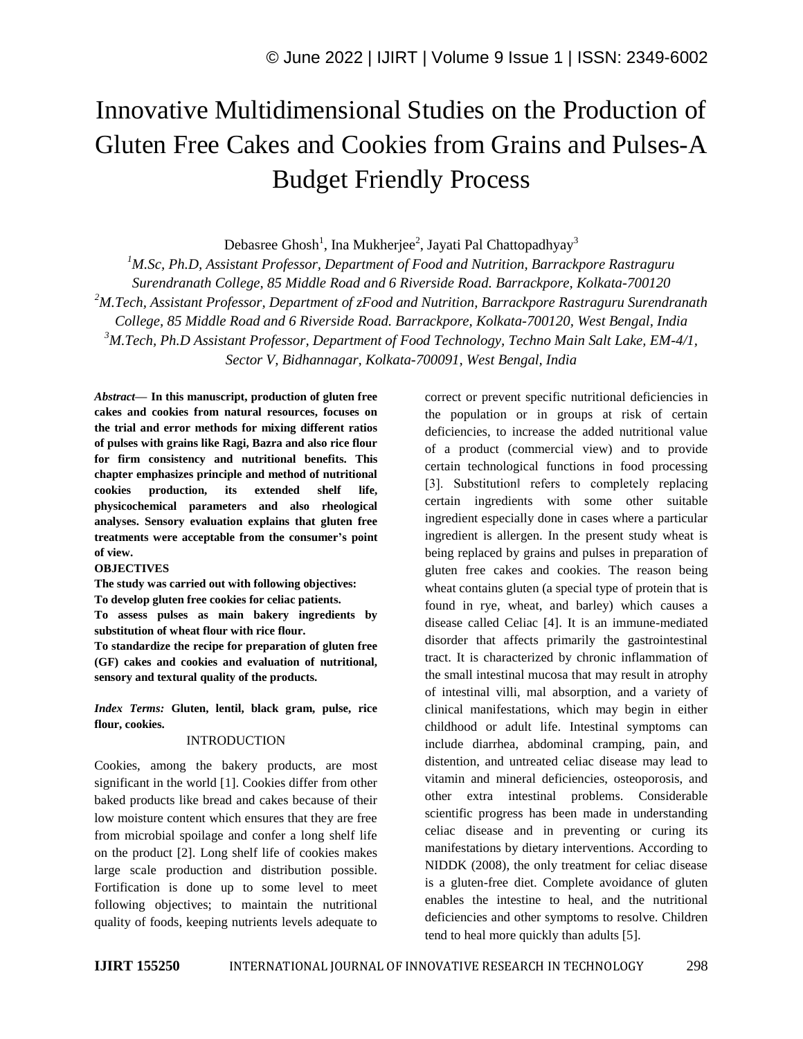# Innovative Multidimensional Studies on the Production of Gluten Free Cakes and Cookies from Grains and Pulses-A Budget Friendly Process

Debasree Ghosh[1], Ina Mukherjee[2], Jayati Pal Chattopadhyay[3]

[1]*M.Sc, Ph.D, Assistant Professor, Department of Food and Nutrition, Barrackpore Rastraguru Surendranath College, 85 Middle Road and 6 Riverside Road. Barrackpore, Kolkata-700120*

[2]*M.Tech, Assistant Professor, Department of zFood and Nutrition, Barrackpore Rastraguru Surendranath College, 85 Middle Road and 6 Riverside Road. Barrackpore, Kolkata-700120, West Bengal, India*

[3]*M.Tech, Ph.D Assistant Professor, Department of Food Technology, Techno Main Salt Lake, EM-4/1, Sector V, Bidhannagar, Kolkata-700091, West Bengal, India*

***Abstract*— In this manuscript, production of gluten free cakes and cookies from natural resources, focuses on the trial and error methods for mixing different ratios of pulses with grains like Ragi, Bazra and also rice flour for firm consistency and nutritional benefits. This chapter emphasizes principle and method of nutritional cookies production, its extended shelf life, physicochemical parameters and also rheological analyses. Sensory evaluation explains that gluten free treatments were acceptable from the consumer's point of view.**

**OBJECTIVES**

**The study was carried out with following objectives:**

**To develop gluten free cookies for celiac patients.**

**To assess pulses as main bakery ingredients by substitution of wheat flour with rice flour.**

**To standardize the recipe for preparation of gluten free (GF) cakes and cookies and evaluation of nutritional, sensory and textural quality of the products.**

***Index Terms:* Gluten, lentil, black gram, pulse, rice flour, cookies.**

## INTRODUCTION

Cookies, among the bakery products, are most significant in the world [1]. Cookies differ from other baked products like bread and cakes because of their low moisture content which ensures that they are free from microbial spoilage and confer a long shelf life on the product [2]. Long shelf life of cookies makes large scale production and distribution possible. Fortification is done up to some level to meet following objectives; to maintain the nutritional quality of foods, keeping nutrients levels adequate to correct or prevent specific nutritional deficiencies in the population or in groups at risk of certain deficiencies, to increase the added nutritional value of a product (commercial view) and to provide certain technological functions in food processing [3]. Substitution‖ refers to completely replacing certain ingredients with some other suitable ingredient especially done in cases where a particular ingredient is allergen. In the present study wheat is being replaced by grains and pulses in preparation of gluten free cakes and cookies. The reason being wheat contains gluten (a special type of protein that is found in rye, wheat, and barley) which causes a disease called Celiac [4]. It is an immune-mediated disorder that affects primarily the gastrointestinal tract. It is characterized by chronic inflammation of the small intestinal mucosa that may result in atrophy of intestinal villi, mal absorption, and a variety of clinical manifestations, which may begin in either childhood or adult life. Intestinal symptoms can include diarrhea, abdominal cramping, pain, and distention, and untreated celiac disease may lead to vitamin and mineral deficiencies, osteoporosis, and other extra intestinal problems. Considerable scientific progress has been made in understanding celiac disease and in preventing or curing its manifestations by dietary interventions. According to NIDDK (2008), the only treatment for celiac disease is a gluten-free diet. Complete avoidance of gluten enables the intestine to heal, and the nutritional deficiencies and other symptoms to resolve. Children tend to heal more quickly than adults [5].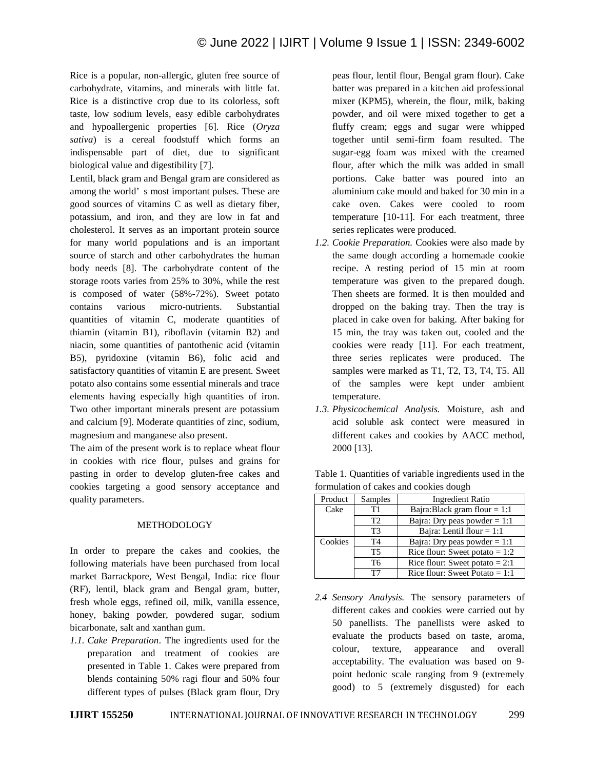Rice is a popular, non-allergic, gluten free source of carbohydrate, vitamins, and minerals with little fat. Rice is a distinctive crop due to its colorless, soft taste, low sodium levels, easy edible carbohydrates and hypoallergenic properties [6]. Rice (*Oryza sativa*) is a cereal foodstuff which forms an indispensable part of diet, due to significant biological value and digestibility [7].

Lentil, black gram and Bengal gram are considered as among the world' s most important pulses. These are good sources of vitamins C as well as dietary fiber, potassium, and iron, and they are low in fat and cholesterol. It serves as an important protein source for many world populations and is an important source of starch and other carbohydrates the human body needs [8]. The carbohydrate content of the storage roots varies from 25% to 30%, while the rest is composed of water (58%-72%). Sweet potato contains various micro-nutrients. Substantial quantities of vitamin C, moderate quantities of thiamin (vitamin B1), riboflavin (vitamin B2) and niacin, some quantities of pantothenic acid (vitamin B5), pyridoxine (vitamin B6), folic acid and satisfactory quantities of vitamin E are present. Sweet potato also contains some essential minerals and trace elements having especially high quantities of iron. Two other important minerals present are potassium and calcium [9]. Moderate quantities of zinc, sodium, magnesium and manganese also present.

The aim of the present work is to replace wheat flour in cookies with rice flour, pulses and grains for pasting in order to develop gluten-free cakes and cookies targeting a good sensory acceptance and quality parameters.

## METHODOLOGY

In order to prepare the cakes and cookies, the following materials have been purchased from local market Barrackpore, West Bengal, India: rice flour (RF), lentil, black gram and Bengal gram, butter, fresh whole eggs, refined oil, milk, vanilla essence, honey, baking powder, powdered sugar, sodium bicarbonate, salt and xanthan gum.

*1.1. Cake Preparation*. The ingredients used for the preparation and treatment of cookies are presented in Table 1. Cakes were prepared from blends containing 50% ragi flour and 50% four different types of pulses (Black gram flour, Dry peas flour, lentil flour, Bengal gram flour). Cake batter was prepared in a kitchen aid professional mixer (KPM5), wherein, the flour, milk, baking powder, and oil were mixed together to get a fluffy cream; eggs and sugar were whipped together until semi-firm foam resulted. The sugar-egg foam was mixed with the creamed flour, after which the milk was added in small portions. Cake batter was poured into an aluminium cake mould and baked for 30 min in a cake oven. Cakes were cooled to room temperature [10-11]. For each treatment, three series replicates were produced.

*1.2. Cookie Preparation.* Cookies were also made by the same dough according a homemade cookie recipe. A resting period of 15 min at room temperature was given to the prepared dough. Then sheets are formed. It is then moulded and dropped on the baking tray. Then the tray is placed in cake oven for baking. After baking for 15 min, the tray was taken out, cooled and the cookies were ready [11]. For each treatment, three series replicates were produced. The samples were marked as T1, T2, T3, T4, T5. All of the samples were kept under ambient temperature.

*1.3. Physicochemical Analysis.* Moisture, ash and acid soluble ask contect were measured in different cakes and cookies by AACC method, 2000 [13].

Table 1. Quantities of variable ingredients used in the formulation of cakes and cookies dough

| Product | Samples | Ingredient Ratio |
|---|---|---|
| Cake | T1 | Bajra:Black gram flour = 1:1 |
| | T2 | Bajra: Dry peas powder = 1:1 |
| | T3 | Bajra: Lentil flour = 1:1 |
| Cookies | T4 | Bajra: Dry peas powder = 1:1 |
| | T5 | Rice flour: Sweet potato = 1:2 |
| | T6 | Rice flour: Sweet potato = 2:1 |
| | T7 | Rice flour: Sweet Potato = 1:1 |

*2.4 Sensory Analysis.* The sensory parameters of different cakes and cookies were carried out by 50 panellists. The panellists were asked to evaluate the products based on taste, aroma, colour, texture, appearance and overall acceptability. The evaluation was based on 9-point hedonic scale ranging from 9 (extremely good) to 5 (extremely disgusted) for each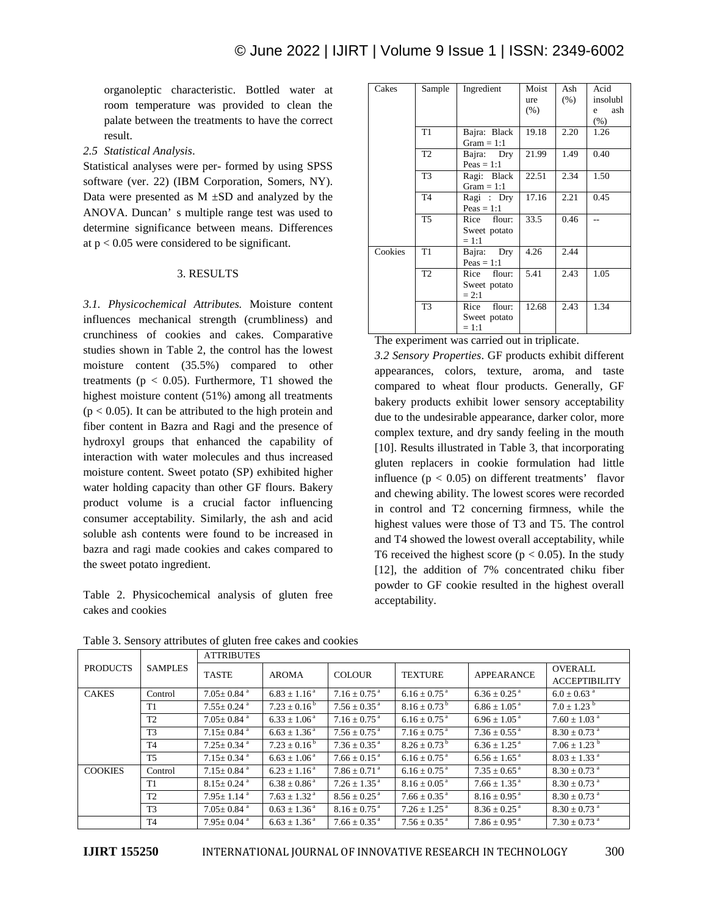organoleptic characteristic. Bottled water at room temperature was provided to clean the palate between the treatments to have the correct result.

*2.5 Statistical Analysis*.

Statistical analyses were per- formed by using SPSS software (ver. 22) (IBM Corporation, Somers, NY). Data were presented as M ±SD and analyzed by the ANOVA. Duncan' s multiple range test was used to determine significance between means. Differences at $p < 0.05$ were considered to be significant.

## 3. RESULTS

*3.1. Physicochemical Attributes.* Moisture content influences mechanical strength (crumbliness) and crunchiness of cookies and cakes. Comparative studies shown in Table 2, the control has the lowest moisture content (35.5%) compared to other treatments ($p < 0.05$). Furthermore, T1 showed the highest moisture content (51%) among all treatments ($p < 0.05$). It can be attributed to the high protein and fiber content in Bazra and Ragi and the presence of hydroxyl groups that enhanced the capability of interaction with water molecules and thus increased moisture content. Sweet potato (SP) exhibited higher water holding capacity than other GF flours. Bakery product volume is a crucial factor influencing consumer acceptability. Similarly, the ash and acid soluble ash contents were found to be increased in bazra and ragi made cookies and cakes compared to the sweet potato ingredient.

Table 2. Physicochemical analysis of gluten free cakes and cookies

| Cakes | Sample | Ingredient | Moisture (%) | Ash (%) | Acid insoluble ash (%) |
|---|---|---|---|---|---|
| | T1 | Bajra: Black Gram = 1:1 | 19.18 | 2.20 | 1.26 |
| | T2 | Bajra: Dry Peas = 1:1 | 21.99 | 1.49 | 0.40 |
| | T3 | Ragi: Black Gram = 1:1 | 22.51 | 2.34 | 1.50 |
| | T4 | Ragi : Dry Peas = 1:1 | 17.16 | 2.21 | 0.45 |
| | T5 | Rice flour: Sweet potato = 1:1 | 33.5 | 0.46 | -- |
| Cookies | T1 | Bajra: Dry Peas = 1:1 | 4.26 | 2.44 | |
| | T2 | Rice flour: Sweet potato = 2:1 | 5.41 | 2.43 | 1.05 |
| | T3 | Rice flour: Sweet potato = 1:1 | 12.68 | 2.43 | 1.34 |

The experiment was carried out in triplicate.

*3.2 Sensory Properties*. GF products exhibit different appearances, colors, texture, aroma, and taste compared to wheat flour products. Generally, GF bakery products exhibit lower sensory acceptability due to the undesirable appearance, darker color, more complex texture, and dry sandy feeling in the mouth [10]. Results illustrated in Table 3, that incorporating gluten replacers in cookie formulation had little influence ($p < 0.05$) on different treatments' flavor and chewing ability. The lowest scores were recorded in control and T2 concerning firmness, while the highest values were those of T3 and T5. The control and T4 showed the lowest overall acceptability, while T6 received the highest score ($p < 0.05$). In the study [12], the addition of 7% concentrated chiku fiber powder to GF cookie resulted in the highest overall acceptability.

Table 3. Sensory attributes of gluten free cakes and cookies

| PRODUCTS | SAMPLES | ATTRIBUTES | | | | | |
|---|---|---|---|---|---|---|---|
| | | TASTE | AROMA | COLOUR | TEXTURE | APPEARANCE | OVERALL ACCEPTIBILITY |
| CAKES | Control | $7.05 \pm 0.84^{a}$ | $6.83 \pm 1.16^{a}$ | $7.16 \pm 0.75^{a}$ | $6.16 \pm 0.75^{a}$ | $6.36 \pm 0.25^{a}$ | $6.0 \pm 0.63^{a}$ |
| | T1 | $7.55 \pm 0.24^{a}$ | $7.23 \pm 0.16^{b}$ | $7.56 \pm 0.35^{a}$ | $8.16 \pm 0.73^{b}$ | $6.86 \pm 1.05^{a}$ | $7.0 \pm 1.23^{b}$ |
| | T2 | $7.05 \pm 0.84^{a}$ | $6.33 \pm 1.06^{a}$ | $7.16 \pm 0.75^{a}$ | $6.16 \pm 0.75^{a}$ | $6.96 \pm 1.05^{a}$ | $7.60 \pm 1.03^{a}$ |
| | T3 | $7.15 \pm 0.84^{a}$ | $6.63 \pm 1.36^{a}$ | $7.56 \pm 0.75^{a}$ | $7.16 \pm 0.75^{a}$ | $7.36 \pm 0.55^{a}$ | $8.30 \pm 0.73^{a}$ |
| | T4 | $7.25 \pm 0.34^{a}$ | $7.23 \pm 0.16^{b}$ | $7.36 \pm 0.35^{a}$ | $8.26 \pm 0.73^{b}$ | $6.36 \pm 1.25^{a}$ | $7.06 \pm 1.23^{b}$ |
| | T5 | $7.15 \pm 0.34^{a}$ | $6.63 \pm 1.06^{a}$ | $7.66 \pm 0.15^{a}$ | $6.16 \pm 0.75^{a}$ | $6.56 \pm 1.65^{a}$ | $8.03 \pm 1.33^{a}$ |
| COOKIES | Control | $7.15 \pm 0.84^{a}$ | $6.23 \pm 1.16^{a}$ | $7.86 \pm 0.71^{a}$ | $6.16 \pm 0.75^{a}$ | $7.35 \pm 0.65^{a}$ | $8.30 \pm 0.73^{a}$ |
| | T1 | $8.15 \pm 0.24^{a}$ | $6.38 \pm 0.86^{a}$ | $7.26 \pm 1.35^{a}$ | $8.16 \pm 0.05^{a}$ | $7.66 \pm 1.35^{a}$ | $8.30 \pm 0.73^{a}$ |
| | T2 | $7.95 \pm 1.14^{a}$ | $7.63 \pm 1.32^{a}$ | $8.56 \pm 0.25^{a}$ | $7.66 \pm 0.35^{a}$ | $8.16 \pm 0.95^{a}$ | $8.30 \pm 0.73^{a}$ |
| | T3 | $7.05 \pm 0.84^{a}$ | $0.63 \pm 1.36^{a}$ | $8.16 \pm 0.75^{a}$ | $7.26 \pm 1.25^{a}$ | $8.36 \pm 0.25^{a}$ | $8.30 \pm 0.73^{a}$ |
| | T4 | $7.95 \pm 0.04^{a}$ | $6.63 \pm 1.36^{a}$ | $7.66 \pm 0.35^{a}$ | $7.56 \pm 0.35^{a}$ | $7.86 \pm 0.95^{a}$ | $7.30 \pm 0.73^{a}$ |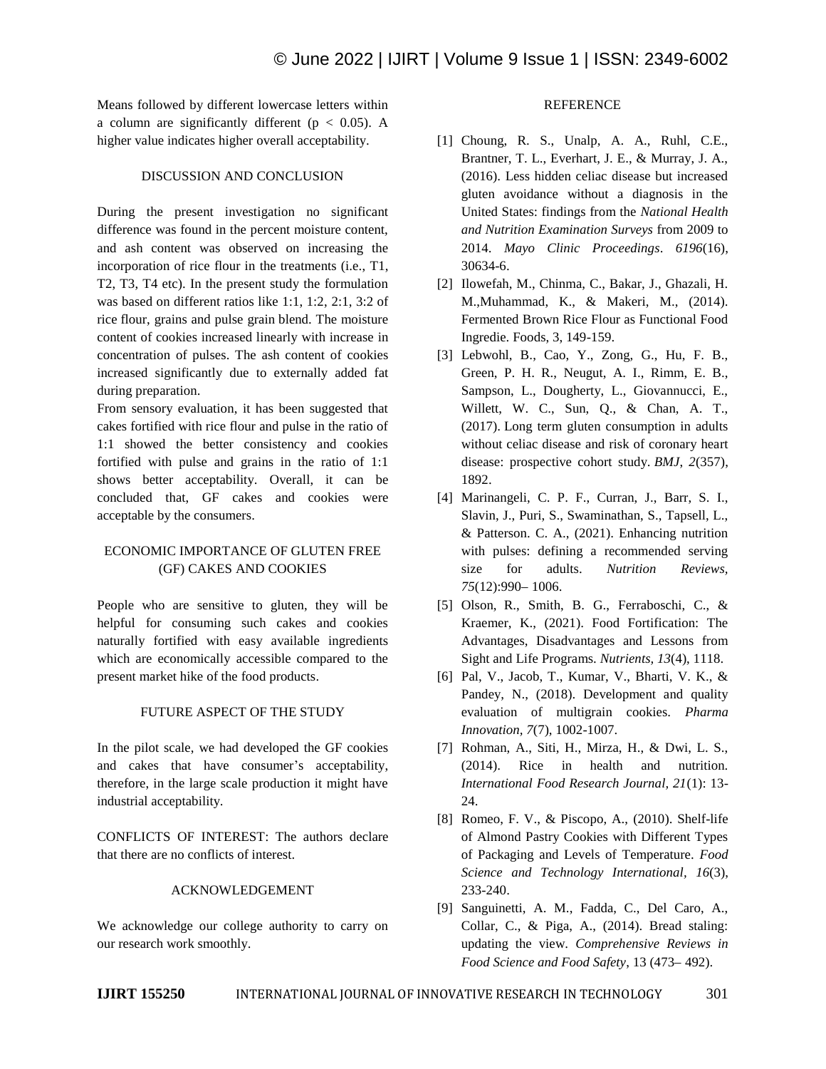Means followed by different lowercase letters within a column are significantly different ($p < 0.05$). A higher value indicates higher overall acceptability.

## DISCUSSION AND CONCLUSION

During the present investigation no significant difference was found in the percent moisture content, and ash content was observed on increasing the incorporation of rice flour in the treatments (i.e., T1, T2, T3, T4 etc). In the present study the formulation was based on different ratios like 1:1, 1:2, 2:1, 3:2 of rice flour, grains and pulse grain blend. The moisture content of cookies increased linearly with increase in concentration of pulses. The ash content of cookies increased significantly due to externally added fat during preparation.

From sensory evaluation, it has been suggested that cakes fortified with rice flour and pulse in the ratio of 1:1 showed the better consistency and cookies fortified with pulse and grains in the ratio of 1:1 shows better acceptability. Overall, it can be concluded that, GF cakes and cookies were acceptable by the consumers.

## ECONOMIC IMPORTANCE OF GLUTEN FREE (GF) CAKES AND COOKIES

People who are sensitive to gluten, they will be helpful for consuming such cakes and cookies naturally fortified with easy available ingredients which are economically accessible compared to the present market hike of the food products.

## FUTURE ASPECT OF THE STUDY

In the pilot scale, we had developed the GF cookies and cakes that have consumer's acceptability, therefore, in the large scale production it might have industrial acceptability.

CONFLICTS OF INTEREST: The authors declare that there are no conflicts of interest.

## ACKNOWLEDGEMENT

We acknowledge our college authority to carry on our research work smoothly.

## REFERENCE

[1] Choung, R. S., Unalp, A. A., Ruhl, C.E., Brantner, T. L., Everhart, J. E., & Murray, J. A., (2016). Less hidden celiac disease but increased gluten avoidance without a diagnosis in the United States: findings from the *National Health and Nutrition Examination Surveys* from 2009 to 2014. *Mayo Clinic Proceedings*. *6196*(16), 30634-6.

[2] Ilowefah, M., Chinma, C., Bakar, J., Ghazali, H. M.,Muhammad, K., & Makeri, M., (2014). Fermented Brown Rice Flour as Functional Food Ingredie. Foods, 3, 149-159.

[3] Lebwohl, B., Cao, Y., Zong, G., Hu, F. B., Green, P. H. R., Neugut, A. I., Rimm, E. B., Sampson, L., Dougherty, L., Giovannucci, E., Willett, W. C., Sun, Q., & Chan, A. T., (2017). Long term gluten consumption in adults without celiac disease and risk of coronary heart disease: prospective cohort study. *BMJ*, *2*(357), 1892.

[4] Marinangeli, C. P. F., Curran, J., Barr, S. I., Slavin, J., Puri, S., Swaminathan, S., Tapsell, L., & Patterson. C. A., (2021). Enhancing nutrition with pulses: defining a recommended serving size for adults. *Nutrition Reviews, 75*(12):990– 1006.

[5] Olson, R., Smith, B. G., Ferraboschi, C., & Kraemer, K., (2021). Food Fortification: The Advantages, Disadvantages and Lessons from Sight and Life Programs. *Nutrients, 13*(4), 1118.

[6] Pal, V., Jacob, T., Kumar, V., Bharti, V. K., & Pandey, N., (2018). Development and quality evaluation of multigrain cookies. *Pharma Innovation, 7*(7), 1002-1007.

[7] Rohman, A., Siti, H., Mirza, H., & Dwi, L. S., (2014). Rice in health and nutrition. *International Food Research Journal, 21*(1): 13-24.

[8] Romeo, F. V., & Piscopo, A., (2010). Shelf-life of Almond Pastry Cookies with Different Types of Packaging and Levels of Temperature. *Food Science and Technology International*, *16*(3), 233-240.

[9] Sanguinetti, A. M., Fadda, C., Del Caro, A., Collar, C., & Piga, A., (2014). Bread staling: updating the view. *Comprehensive Reviews in Food Science and Food Safety*, 13 (473– 492).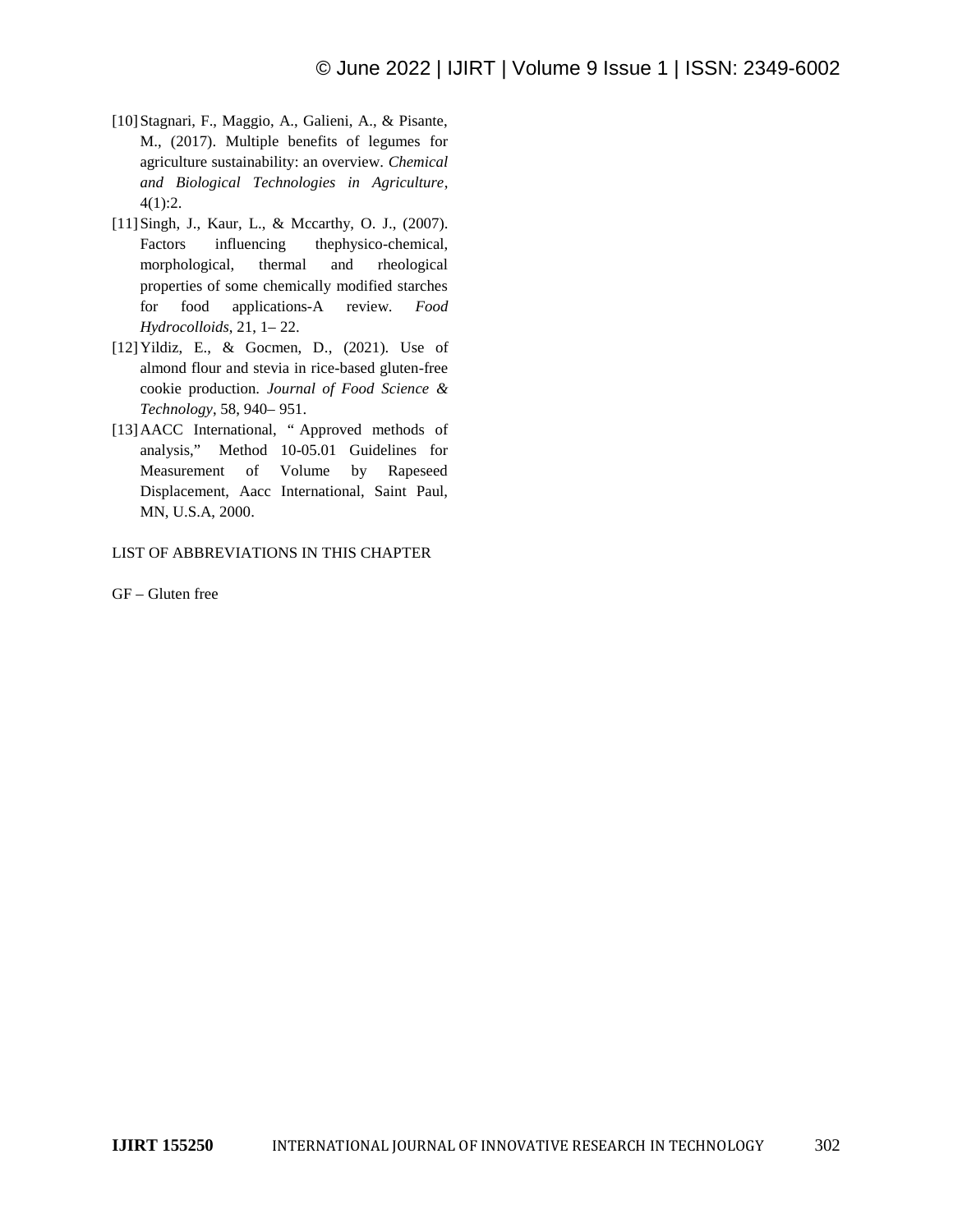[10] Stagnari, F., Maggio, A., Galieni, A., & Pisante, M., (2017). Multiple benefits of legumes for agriculture sustainability: an overview. *Chemical and Biological Technologies in Agriculture*, 4(1):2.

[11] Singh, J., Kaur, L., & Mccarthy, O. J., (2007). Factors influencing thephysico-chemical, morphological, thermal and rheological properties of some chemically modified starches for food applications-A review. *Food Hydrocolloids*, 21, 1– 22.

[12] Yildiz, E., & Gocmen, D., (2021). Use of almond flour and stevia in rice-based gluten-free cookie production. *Journal of Food Science & Technology*, 58, 940– 951.

[13] AACC International, " Approved methods of analysis," Method 10-05.01 Guidelines for Measurement of Volume by Rapeseed Displacement, Aacc International, Saint Paul, MN, U.S.A, 2000.

LIST OF ABBREVIATIONS IN THIS CHAPTER

GF – Gluten free